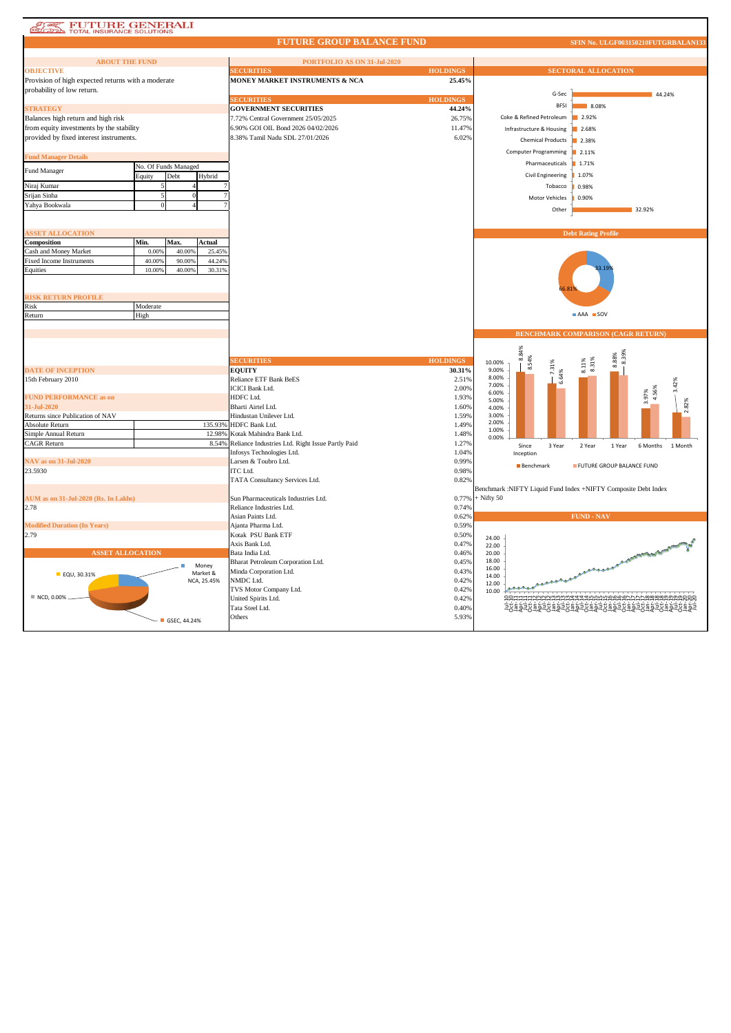# FUTURE GENERALI TOTAL INSURANCE SOLUTIONS

## FUTURE GROUP BALANCE FUND

SFIN No. ULGF003150210FUTGRBALAN133

### ABOUT THE FUND

**OBJECTIVE**

Provision of high expected returns with a moderate probability of low return.

**STRATEGY**

Balances high return and high risk from equity investments by the stability provided by fixed interest instruments.

**Fund Manager Details**

| Fund Manager | No. Of Funds Managed | | |
|---|---|---|---|
| | Equity | Debt | Hybrid |
| Niraj Kumar | 5 | 4 | 7 |
| Srijan Sinha | 5 | 0 | 7 |
| Yahya Bookwala | 0 | 4 | 7 |

**ASSET ALLOCATION**

| Composition | Min. | Max. | Actual |
|---|---|---|---|
| Cash and Money Market | 0.00% | 40.00% | 25.45% |
| Fixed Income Instruments | 40.00% | 90.00% | 44.24% |
| Equities | 10.00% | 40.00% | 30.31% |

**RISK RETURN PROFILE**

| | |
|---|---|
| Risk | Moderate |
| Return | High |

**DATE OF INCEPTION**

15th February 2010

**FUND PERFORMANCE as on 31-Jul-2020**

| Returns since Publication of NAV | |
|---|---|
| Absolute Return | 135.93% |
| Simple Annual Return | 12.98% |
| CAGR Return | 8.54% |

**NAV as on 31-Jul-2020**

23.5930

**AUM as on 31-Jul-2020 (Rs. In Lakhs)**

2.78

**Modified Duration (In Years)**

2.79

**ASSET ALLOCATION**

EQU, 30.31%; Money Market & NCA, 25.45%; NCD, 0.00%; GSEC, 44.24%

### PORTFOLIO AS ON 31-Jul-2020

| SECURITIES | HOLDINGS |
|---|---|
| **MONEY MARKET INSTRUMENTS & NCA** | **25.45%** |

| SECURITIES | HOLDINGS |
|---|---|
| **GOVERNMENT SECURITIES** | **44.24%** |
| 7.72% Central Government 25/05/2025 | 26.75% |
| 6.90% GOI OIL Bond 2026 04/02/2026 | 11.47% |
| 8.38% Tamil Nadu SDL 27/01/2026 | 6.02% |

| SECURITIES | HOLDINGS |
|---|---|
| **EQUITY** | **30.31%** |
| Reliance ETF Bank BeES | 2.51% |
| ICICI Bank Ltd. | 2.00% |
| HDFC Ltd. | 1.93% |
| Bharti Airtel Ltd. | 1.60% |
| Hindustan Unilever Ltd. | 1.59% |
| HDFC Bank Ltd. | 1.49% |
| Kotak Mahindra Bank Ltd. | 1.48% |
| Reliance Industries Ltd. Right Issue Partly Paid | 1.27% |
| Infosys Technologies Ltd. | 1.04% |
| Larsen & Toubro Ltd. | 0.99% |
| ITC Ltd. | 0.98% |
| TATA Consultancy Services Ltd. | 0.82% |
| Sun Pharmaceuticals Industries Ltd. | 0.77% |
| Reliance Industries Ltd. | 0.74% |
| Asian Paints Ltd. | 0.62% |
| Ajanta Pharma Ltd. | 0.59% |
| Kotak PSU Bank ETF | 0.50% |
| Axis Bank Ltd. | 0.47% |
| Bata India Ltd. | 0.46% |
| Bharat Petroleum Corporation Ltd. | 0.45% |
| Minda Corporation Ltd. | 0.43% |
| NMDC Ltd. | 0.42% |
| TVS Motor Company Ltd. | 0.42% |
| United Spirits Ltd. | 0.42% |
| Tata Steel Ltd. | 0.40% |
| Others | 5.93% |

### SECTORAL ALLOCATION

| Sector | Allocation |
|---|---|
| G-Sec | 44.24% |
| BFSI | 8.08% |
| Coke & Refined Petroleum | 2.92% |
| Infrastructure & Housing | 2.68% |
| Chemical Products | 2.38% |
| Computer Programming | 2.11% |
| Pharmaceuticals | 1.71% |
| Civil Engineering | 1.07% |
| Tobacco | 0.98% |
| Motor Vehicles | 0.90% |
| Other | 32.92% |

### Debt Rating Profile

AAA: 33.19%; SOV: 66.81%

### BENCHMARK COMPARISON (CAGR RETURN)

| | Since Inception | 3 Year | 2 Year | 1 Year | 6 Months | 1 Month |
|---|---|---|---|---|---|---|
| Benchmark | 8.84% | 7.31% | 8.11% | 8.88% | 3.97% | 3.42% |
| FUTURE GROUP BALANCE FUND | 8.54% | 6.64% | 8.31% | 8.39% | 4.56% | 2.82% |

Benchmark :NIFTY Liquid Fund Index +NIFTY Composite Debt Index + Nifty 50

### FUND - NAV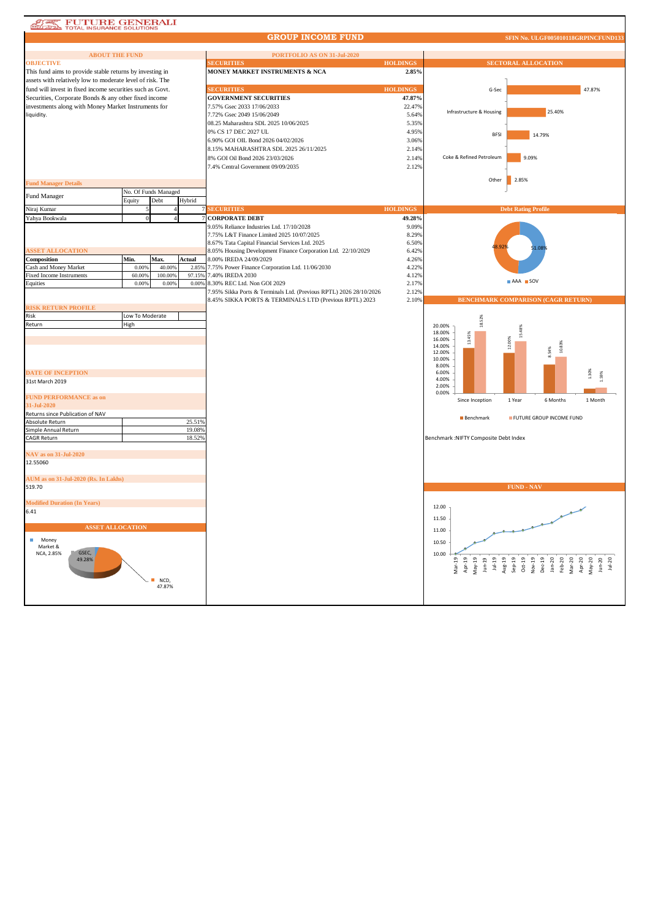FUTURE GENERALI
TOTAL INSURANCE SOLUTIONS

# GROUP INCOME FUND

SFIN No. ULGF005010118GRPINCFUND133

## ABOUT THE FUND

### OBJECTIVE

This fund aims to provide stable returns by investing in assets with relatively low to moderate level of risk. The fund will invest in fixed income securities such as Govt. Securities, Corporate Bonds & any other fixed income investments along with Money Market Instruments for liquidity.

### Fund Manager Details

| Fund Manager | No. Of Funds Managed | | |
|---|---|---|---|
| | Equity | Debt | Hybrid |
| Niraj Kumar | 5 | 4 | 7 |
| Yahya Bookwala | 0 | 4 | 7 |

### ASSET ALLOCATION

| Composition | Min. | Max. | Actual |
|---|---|---|---|
| Cash and Money Market | 0.00% | 40.00% | 2.85% |
| Fixed Income Instruments | 60.00% | 100.00% | 97.15% |
| Equities | 0.00% | 0.00% | 0.00% |

### RISK RETURN PROFILE

| | |
|---|---|
| Risk | Low To Moderate |
| Return | High |

### DATE OF INCEPTION

31st March 2019

### FUND PERFORMANCE as on 31-Jul-2020

| Returns since Publication of NAV | |
|---|---|
| Absolute Return | 25.51% |
| Simple Annual Return | 19.08% |
| CAGR Return | 18.52% |

### NAV as on 31-Jul-2020

12.55060

### AUM as on 31-Jul-2020 (Rs. In Lakhs)

519.70

### Modified Duration (In Years)

6.41

### ASSET ALLOCATION

Money Market & NCA, 2.85%; GSEC, 49.28%; NCD, 47.87%

## PORTFOLIO AS ON 31-Jul-2020

| SECURITIES | HOLDINGS |
|---|---|
| **MONEY MARKET INSTRUMENTS & NCA** | **2.85%** |

| SECURITIES | HOLDINGS |
|---|---|
| **GOVERNMENT SECURITIES** | **47.87%** |
| 7.57% Gsec 2033 17/06/2033 | 22.47% |
| 7.72% Gsec 2049 15/06/2049 | 5.64% |
| 08.25 Maharashtra SDL 2025 10/06/2025 | 5.35% |
| 0% CS 17 DEC 2027 UL | 4.95% |
| 6.90% GOI OIL Bond 2026 04/02/2026 | 3.06% |
| 8.15% MAHARASHTRA SDL 2025 26/11/2025 | 2.14% |
| 8% GOI Oil Bond 2026 23/03/2026 | 2.14% |
| 7.4% Central Government 09/09/2035 | 2.12% |

| SECURITIES | HOLDINGS |
|---|---|
| **CORPORATE DEBT** | **49.28%** |
| 9.05% Reliance Industries Ltd. 17/10/2028 | 9.09% |
| 7.75% L&T Finance Limited 2025 10/07/2025 | 8.29% |
| 8.67% Tata Capital Financial Services Ltd. 2025 | 6.50% |
| 8.05% Housing Development Finance Corporation Ltd. 22/10/2029 | 6.42% |
| 8.00% IREDA 24/09/2029 | 4.26% |
| 7.75% Power Finance Corporation Ltd. 11/06/2030 | 4.22% |
| 7.40% IREDA 2030 | 4.12% |
| 8.30% REC Ltd. Non GOI 2029 | 2.17% |
| 7.95% Sikka Ports & Terminals Ltd. (Previous RPTL) 2026 28/10/2026 | 2.12% |
| 8.45% SIKKA PORTS & TERMINALS LTD (Previous RPTL) 2023 | 2.10% |

## SECTORAL ALLOCATION

| Sector | Allocation |
|---|---|
| G-Sec | 47.87% |
| Infrastructure & Housing | 25.40% |
| BFSI | 14.79% |
| Coke & Refined Petroleum | 9.09% |
| Other | 2.85% |

## Debt Rating Profile

| Rating | % |
|---|---|
| AAA | 48.92% |
| SOV | 51.08% |

## BENCHMARK COMPARISON (CAGR RETURN)

| | Since Inception | 1 Year | 6 Months | 1 Month |
|---|---|---|---|---|
| Benchmark | 13.45% | 12.00% | 8.54% | 1.30% |
| FUTURE GROUP INCOME FUND | 18.52% | 15.48% | 10.83% | 1.59% |

Benchmark :NIFTY Composite Debt Index

## FUND - NAV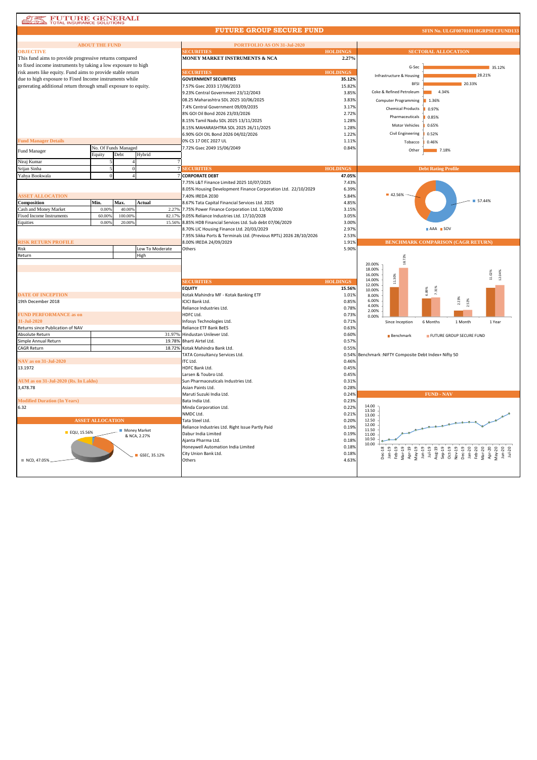# FUTURE GENERALI TOTAL INSURANCE SOLUTIONS

## FUTURE GROUP SECURE FUND

SFIN No. ULGF007010118GRPSECFUND133

### ABOUT THE FUND

**OBJECTIVE**

This fund aims to provide progressive returns compared to fixed income instruments by taking a low exposure to high risk assets like equity. Fund aims to provide stable return due to high exposure to Fixed Income instruments while generating additional return through small exposure to equity.

**Fund Manager Details**

| Fund Manager | No. Of Funds Managed | | |
|---|---|---|---|
| | Equity | Debt | Hybrid |
| Niraj Kumar | 5 | 4 | 7 |
| Srijan Sinha | 5 | 0 | 7 |
| Yahya Bookwala | 0 | 4 | 7 |

**ASSET ALLOCATION**

| Composition | Min. | Max. | Actual |
|---|---|---|---|
| Cash and Money Market | 0.00% | 40.00% | 2.27% |
| Fixed Income Instruments | 60.00% | 100.00% | 82.17% |
| Equities | 0.00% | 20.00% | 15.56% |

**RISK RETURN PROFILE**

| | |
|---|---|
| Risk | Low To Moderate |
| Return | High |

**DATE OF INCEPTION**

19th December 2018

**FUND PERFORMANCE as on 31-Jul-2020**

| Returns since Publication of NAV | |
|---|---|
| Absolute Return | 31.97% |
| Simple Annual Return | 19.78% |
| CAGR Return | 18.72% |

**NAV as on 31-Jul-2020**

13.1972

**AUM as on 31-Jul-2020 (Rs. In Lakhs)**

3,478.78

**Modified Duration (In Years)**

6.32

**ASSET ALLOCATION**

EQU, 15.56%
Money Market & NCA, 2.27%
GSEC, 35.12%
NCD, 47.05%

### PORTFOLIO AS ON 31-Jul-2020

| SECURITIES | HOLDINGS |
|---|---|
| **MONEY MARKET INSTRUMENTS & NCA** | **2.27%** |

| SECURITIES | HOLDINGS |
|---|---|
| **GOVERNMENT SECURITIES** | **35.12%** |
| 7.57% Gsec 2033 17/06/2033 | 15.82% |
| 9.23% Central Government 23/12/2043 | 3.85% |
| 08.25 Maharashtra SDL 2025 10/06/2025 | 3.83% |
| 7.4% Central Government 09/09/2035 | 3.17% |
| 8% GOI Oil Bond 2026 23/03/2026 | 2.72% |
| 8.15% Tamil Nadu SDL 2025 13/11/2025 | 1.28% |
| 8.15% MAHARASHTRA SDL 2025 26/11/2025 | 1.28% |
| 6.90% GOI OIL Bond 2026 04/02/2026 | 1.22% |
| 0% CS 17 DEC 2027 UL | 1.11% |
| 7.72% Gsec 2049 15/06/2049 | 0.84% |

| SECURITIES | HOLDINGS |
|---|---|
| **CORPORATE DEBT** | **47.05%** |
| 7.75% L&T Finance Limited 2025 10/07/2025 | 7.43% |
| 8.05% Housing Development Finance Corporation Ltd. 22/10/2029 | 6.39% |
| 7.40% IREDA 2030 | 5.84% |
| 8.67% Tata Capital Financial Services Ltd. 2025 | 4.85% |
| 7.75% Power Finance Corporation Ltd. 11/06/2030 | 3.15% |
| 9.05% Reliance Industries Ltd. 17/10/2028 | 3.05% |
| 8.85% HDB Financial Services Ltd. Sub debt 07/06/2029 | 3.00% |
| 8.70% LIC Housing Finance Ltd. 20/03/2029 | 2.97% |
| 7.95% Sikka Ports & Terminals Ltd. (Previous RPTL) 2026 28/10/2026 | 2.53% |
| 8.00% IREDA 24/09/2029 | 1.91% |
| Others | 5.90% |

| SECURITIES | HOLDINGS |
|---|---|
| **EQUITY** | **15.56%** |
| Kotak Mahindra MF - Kotak Banking ETF | 1.01% |
| ICICI Bank Ltd. | 0.85% |
| Reliance Industries Ltd. | 0.78% |
| HDFC Ltd. | 0.73% |
| Infosys Technologies Ltd. | 0.71% |
| Reliance ETF Bank BeES | 0.63% |
| Hindustan Unilever Ltd. | 0.60% |
| Bharti Airtel Ltd. | 0.57% |
| Kotak Mahindra Bank Ltd. | 0.55% |
| TATA Consultancy Services Ltd. | 0.54% |
| ITC Ltd. | 0.46% |
| HDFC Bank Ltd. | 0.45% |
| Larsen & Toubro Ltd. | 0.45% |
| Sun Pharmaceuticals Industries Ltd. | 0.31% |
| Asian Paints Ltd. | 0.28% |
| Maruti Suzuki India Ltd. | 0.24% |
| Bata India Ltd. | 0.23% |
| Minda Corporation Ltd. | 0.22% |
| NMDC Ltd. | 0.21% |
| Tata Steel Ltd. | 0.20% |
| Reliance Industries Ltd. Right Issue Partly Paid | 0.19% |
| Dabur India Limited | 0.19% |
| Ajanta Pharma Ltd. | 0.18% |
| Honeywell Automation India Limited | 0.18% |
| City Union Bank Ltd. | 0.18% |
| Others | 4.63% |

### SECTORAL ALLOCATION

G-Sec 35.12%
Infrastructure & Housing 28.21%
BFSI 20.33%
Coke & Refined Petroleum 4.34%
Computer Programming 1.36%
Chemical Products 0.97%
Pharmaceuticals 0.85%
Motor Vehicles 0.65%
Civil Engineering 0.52%
Tobacco 0.46%
Other 7.18%

### Debt Rating Profile

42.56%
57.44%
AAA SOV

### BENCHMARK COMPARISON (CAGR RETURN)

20.00%
18.00%
16.00%
14.00%
12.00%
10.00%
8.00%
6.00%
4.00%
2.00%
0.00%

Since Inception: 11.30%, 18.72%
6 Months: 6.89%, 7.31%
1 Month: 2.23%, 2.52%
1 Year: 11.02%, 12.04%

Benchmark FUTURE GROUP SECURE FUND

Benchmark :NIFTY Composite Debt Index+ Nifty 50

### FUND - NAV

14.00
13.50
13.00
12.50
12.00
11.50
11.00
10.50
10.00

Dec-18 Jan-19 Feb-19 Mar-19 Apr-19 May-19 Jun-19 Jul-19 Aug-19 Sep-19 Oct-19 Nov-19 Dec-19 Jan-20 Feb-20 Mar-20 Apr-20 May-20 Jun-20 Jul-20